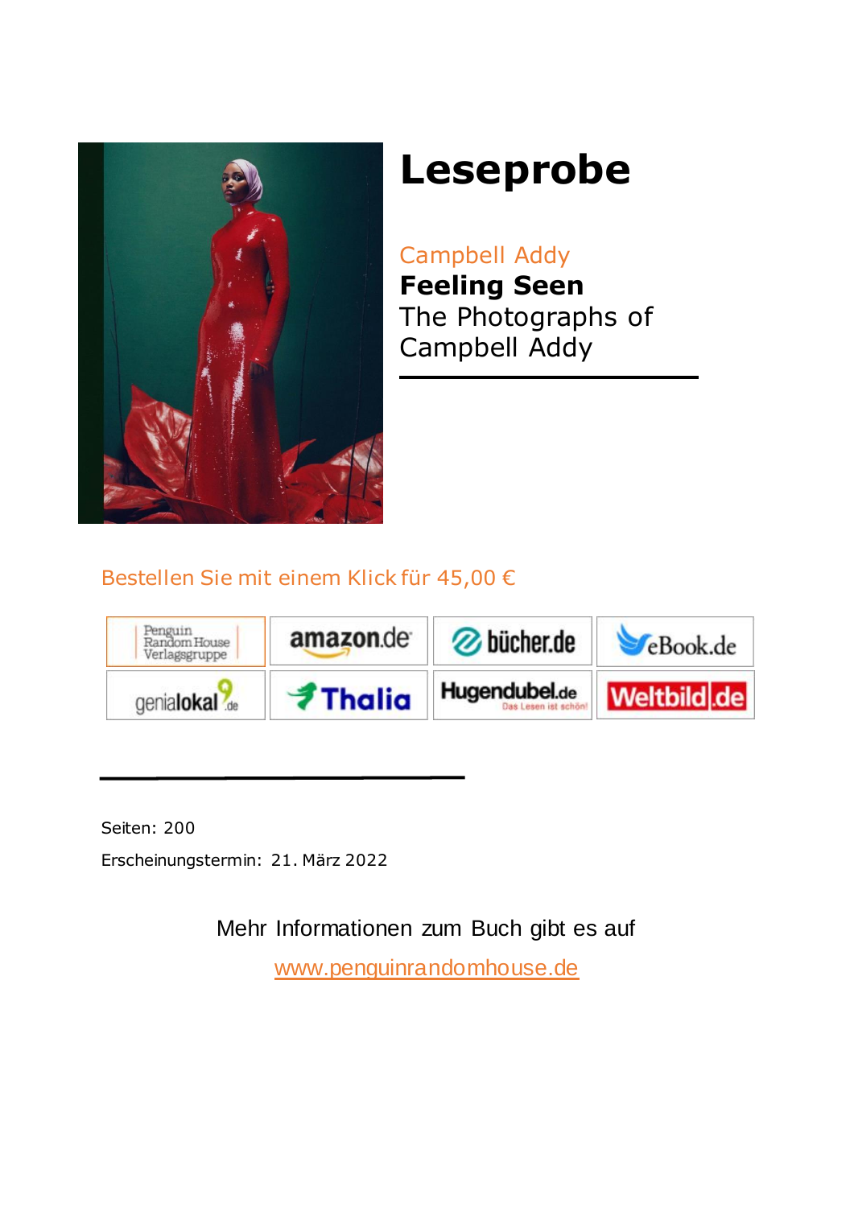# Leseprobe

Campbell Addy

**Feeling Seen**

The Photographs of Campbell Addy

Bestellen Sie mit einem Klick für 45,00 €

Seiten: 200

Erscheinungstermin: 21. März 2022

Mehr Informationen zum Buch gibt es auf

www.penguinrandomhouse.de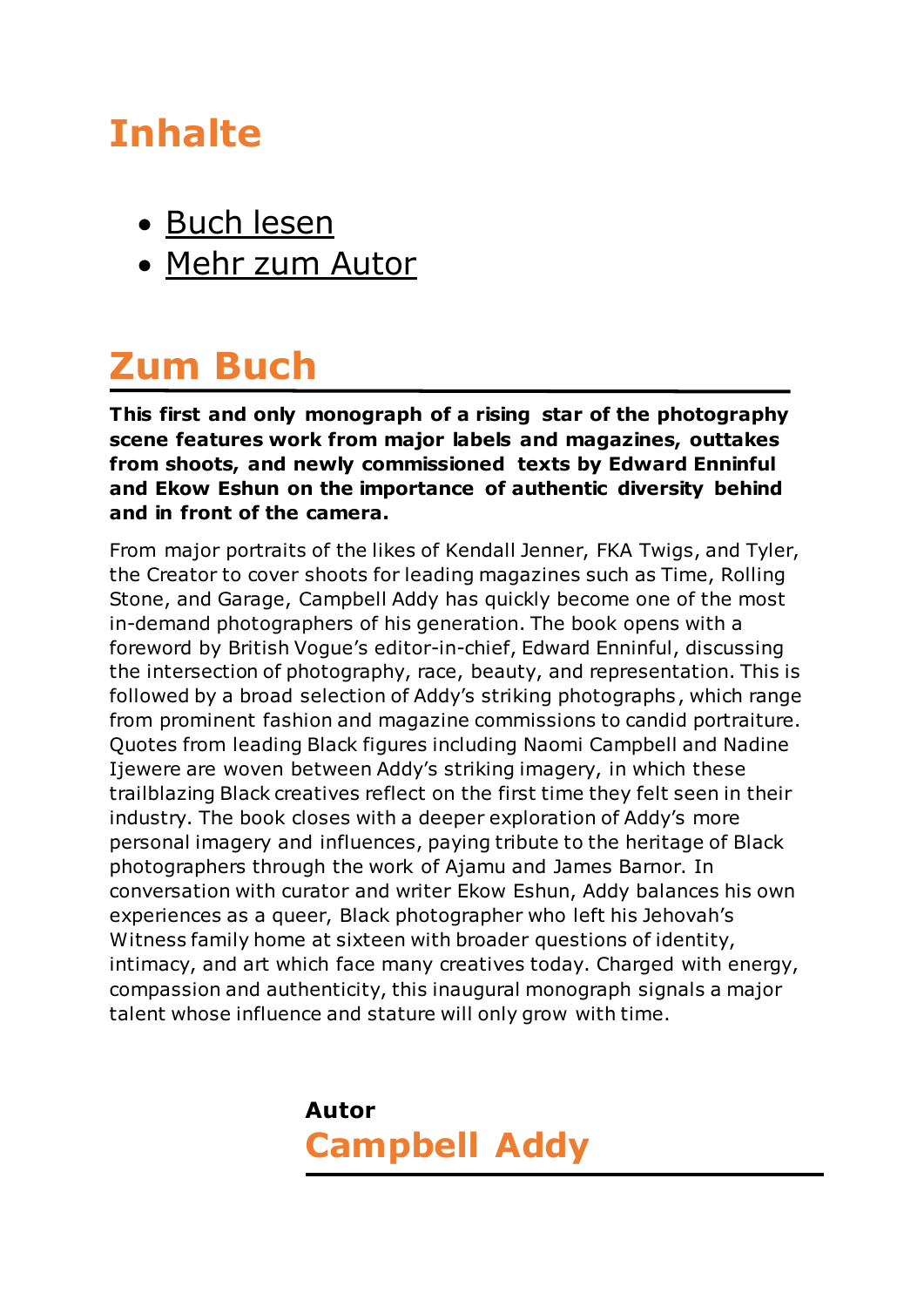# Inhalte

- Buch lesen
- Mehr zum Autor

# Zum Buch

**This first and only monograph of a rising star of the photography scene features work from major labels and magazines, outtakes from shoots, and newly commissioned texts by Edward Enninful and Ekow Eshun on the importance of authentic diversity behind and in front of the camera.**

From major portraits of the likes of Kendall Jenner, FKA Twigs, and Tyler, the Creator to cover shoots for leading magazines such as Time, Rolling Stone, and Garage, Campbell Addy has quickly become one of the most in-demand photographers of his generation. The book opens with a foreword by British Vogue's editor-in-chief, Edward Enninful, discussing the intersection of photography, race, beauty, and representation. This is followed by a broad selection of Addy's striking photographs, which range from prominent fashion and magazine commissions to candid portraiture. Quotes from leading Black figures including Naomi Campbell and Nadine Ijewere are woven between Addy's striking imagery, in which these trailblazing Black creatives reflect on the first time they felt seen in their industry. The book closes with a deeper exploration of Addy's more personal imagery and influences, paying tribute to the heritage of Black photographers through the work of Ajamu and James Barnor. In conversation with curator and writer Ekow Eshun, Addy balances his own experiences as a queer, Black photographer who left his Jehovah's Witness family home at sixteen with broader questions of identity, intimacy, and art which face many creatives today. Charged with energy, compassion and authenticity, this inaugural monograph signals a major talent whose influence and stature will only grow with time.

**Autor**

## Campbell Addy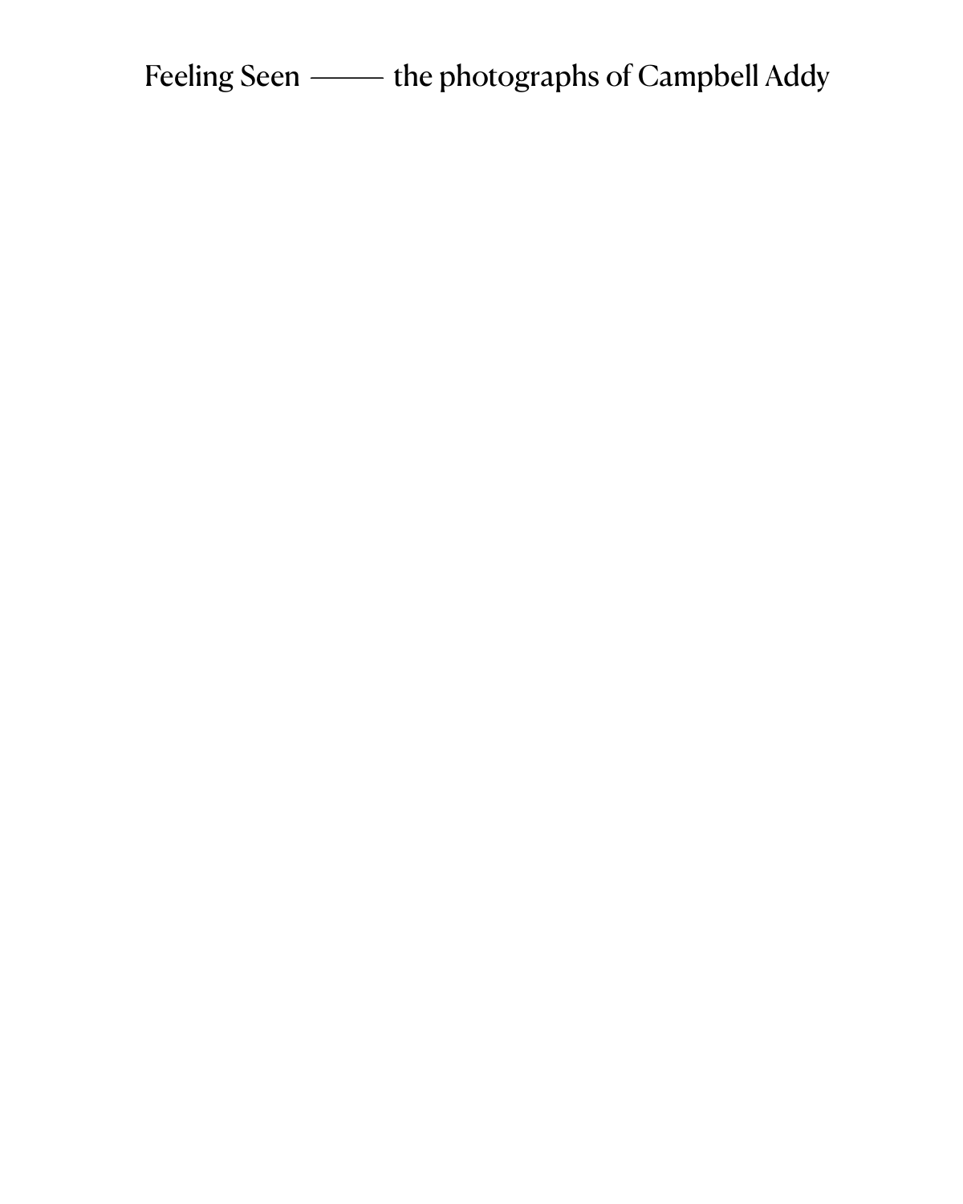Feeling Seen ——— the photographs of Campbell Addy